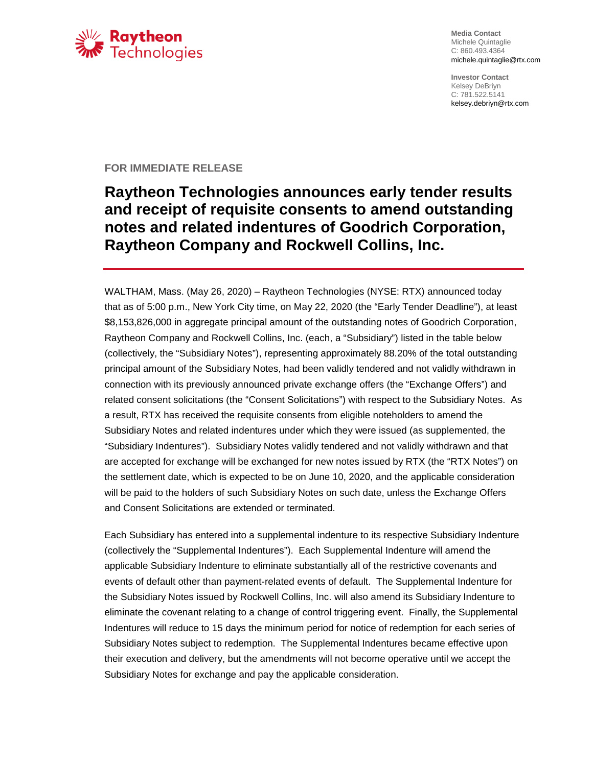Raytheon Technologies

**Media Contact**
Michele Quintaglie
C: 860.493.4364
michele.quintaglie@rtx.com

**Investor Contact**
Kelsey DeBriyn
C: 781.522.5141
kelsey.debriyn@rtx.com

**FOR IMMEDIATE RELEASE**

# Raytheon Technologies announces early tender results and receipt of requisite consents to amend outstanding notes and related indentures of Goodrich Corporation, Raytheon Company and Rockwell Collins, Inc.

WALTHAM, Mass. (May 26, 2020) – Raytheon Technologies (NYSE: RTX) announced today that as of 5:00 p.m., New York City time, on May 22, 2020 (the "Early Tender Deadline"), at least $8,153,826,000 in aggregate principal amount of the outstanding notes of Goodrich Corporation, Raytheon Company and Rockwell Collins, Inc. (each, a "Subsidiary") listed in the table below (collectively, the "Subsidiary Notes"), representing approximately 88.20% of the total outstanding principal amount of the Subsidiary Notes, had been validly tendered and not validly withdrawn in connection with its previously announced private exchange offers (the "Exchange Offers") and related consent solicitations (the "Consent Solicitations") with respect to the Subsidiary Notes. As a result, RTX has received the requisite consents from eligible noteholders to amend the Subsidiary Notes and related indentures under which they were issued (as supplemented, the "Subsidiary Indentures"). Subsidiary Notes validly tendered and not validly withdrawn and that are accepted for exchange will be exchanged for new notes issued by RTX (the "RTX Notes") on the settlement date, which is expected to be on June 10, 2020, and the applicable consideration will be paid to the holders of such Subsidiary Notes on such date, unless the Exchange Offers and Consent Solicitations are extended or terminated.

Each Subsidiary has entered into a supplemental indenture to its respective Subsidiary Indenture (collectively the "Supplemental Indentures"). Each Supplemental Indenture will amend the applicable Subsidiary Indenture to eliminate substantially all of the restrictive covenants and events of default other than payment-related events of default. The Supplemental Indenture for the Subsidiary Notes issued by Rockwell Collins, Inc. will also amend its Subsidiary Indenture to eliminate the covenant relating to a change of control triggering event. Finally, the Supplemental Indentures will reduce to 15 days the minimum period for notice of redemption for each series of Subsidiary Notes subject to redemption. The Supplemental Indentures became effective upon their execution and delivery, but the amendments will not become operative until we accept the Subsidiary Notes for exchange and pay the applicable consideration.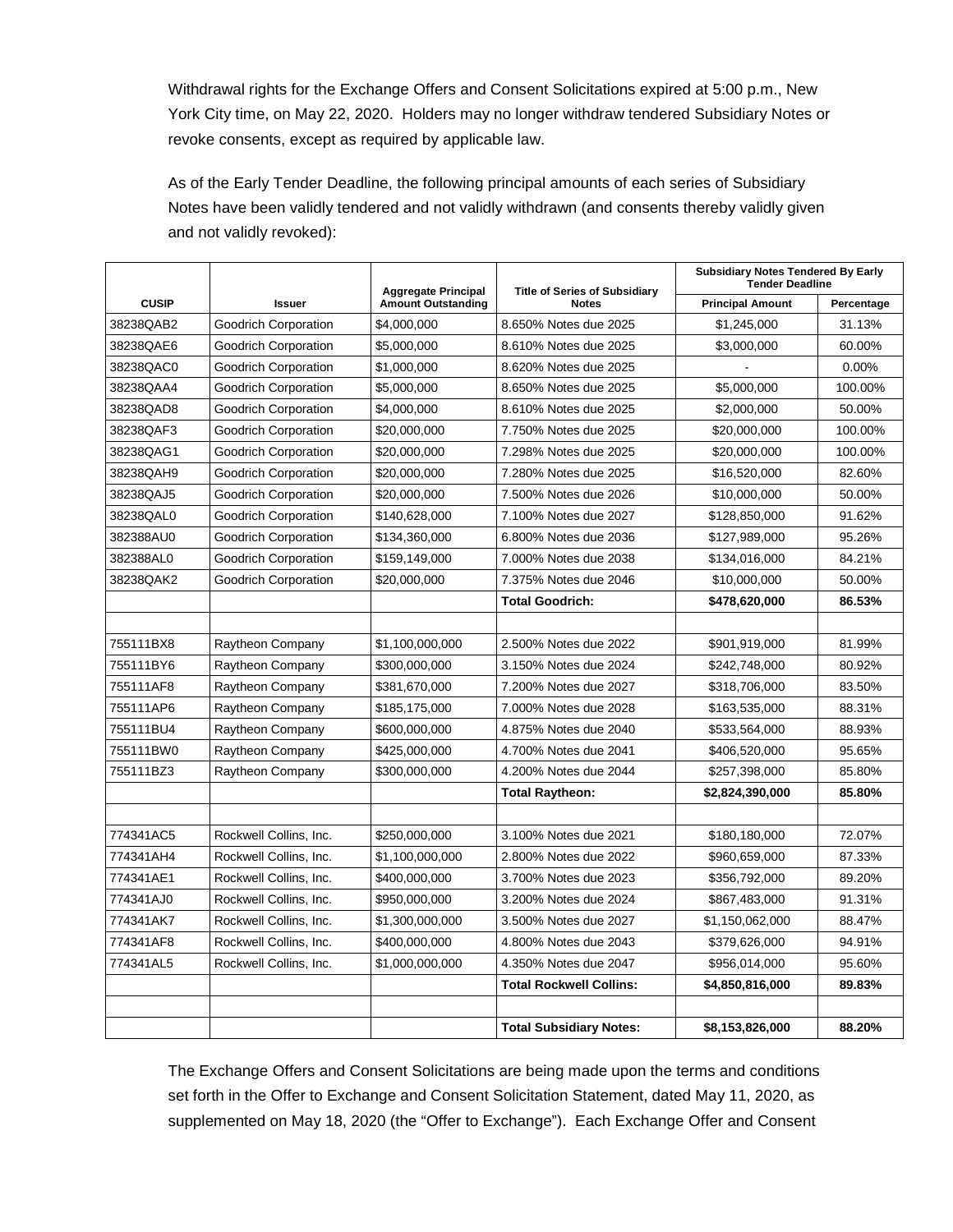Withdrawal rights for the Exchange Offers and Consent Solicitations expired at 5:00 p.m., New York City time, on May 22, 2020. Holders may no longer withdraw tendered Subsidiary Notes or revoke consents, except as required by applicable law.

As of the Early Tender Deadline, the following principal amounts of each series of Subsidiary Notes have been validly tendered and not validly withdrawn (and consents thereby validly given and not validly revoked):

| CUSIP | Issuer | Aggregate Principal Amount Outstanding | Title of Series of Subsidiary Notes | Subsidiary Notes Tendered By Early Tender Deadline | |
|---|---|---|---|---|---|
| | | | | Principal Amount | Percentage |
| 38238QAB2 | Goodrich Corporation | $4,000,000 | 8.650% Notes due 2025 | $1,245,000 | 31.13% |
| 38238QAE6 | Goodrich Corporation | $5,000,000 | 8.610% Notes due 2025 | $3,000,000 | 60.00% |
| 38238QAC0 | Goodrich Corporation | $1,000,000 | 8.620% Notes due 2025 | - | 0.00% |
| 38238QAA4 | Goodrich Corporation | $5,000,000 | 8.650% Notes due 2025 | $5,000,000 | 100.00% |
| 38238QAD8 | Goodrich Corporation | $4,000,000 | 8.610% Notes due 2025 | $2,000,000 | 50.00% |
| 38238QAF3 | Goodrich Corporation | $20,000,000 | 7.750% Notes due 2025 | $20,000,000 | 100.00% |
| 38238QAG1 | Goodrich Corporation | $20,000,000 | 7.298% Notes due 2025 | $20,000,000 | 100.00% |
| 38238QAH9 | Goodrich Corporation | $20,000,000 | 7.280% Notes due 2025 | $16,520,000 | 82.60% |
| 38238QAJ5 | Goodrich Corporation | $20,000,000 | 7.500% Notes due 2026 | $10,000,000 | 50.00% |
| 38238QAL0 | Goodrich Corporation | $140,628,000 | 7.100% Notes due 2027 | $128,850,000 | 91.62% |
| 382388AU0 | Goodrich Corporation | $134,360,000 | 6.800% Notes due 2036 | $127,989,000 | 95.26% |
| 382388AL0 | Goodrich Corporation | $159,149,000 | 7.000% Notes due 2038 | $134,016,000 | 84.21% |
| 38238QAK2 | Goodrich Corporation | $20,000,000 | 7.375% Notes due 2046 | $10,000,000 | 50.00% |
| | | | **Total Goodrich:** | **$478,620,000** | **86.53%** |
| | | | | | |
| 755111BX8 | Raytheon Company | $1,100,000,000 | 2.500% Notes due 2022 | $901,919,000 | 81.99% |
| 755111BY6 | Raytheon Company | $300,000,000 | 3.150% Notes due 2024 | $242,748,000 | 80.92% |
| 755111AF8 | Raytheon Company | $381,670,000 | 7.200% Notes due 2027 | $318,706,000 | 83.50% |
| 755111AP6 | Raytheon Company | $185,175,000 | 7.000% Notes due 2028 | $163,535,000 | 88.31% |
| 755111BU4 | Raytheon Company | $600,000,000 | 4.875% Notes due 2040 | $533,564,000 | 88.93% |
| 755111BW0 | Raytheon Company | $425,000,000 | 4.700% Notes due 2041 | $406,520,000 | 95.65% |
| 755111BZ3 | Raytheon Company | $300,000,000 | 4.200% Notes due 2044 | $257,398,000 | 85.80% |
| | | | **Total Raytheon:** | **$2,824,390,000** | **85.80%** |
| | | | | | |
| 774341AC5 | Rockwell Collins, Inc. | $250,000,000 | 3.100% Notes due 2021 | $180,180,000 | 72.07% |
| 774341AH4 | Rockwell Collins, Inc. | $1,100,000,000 | 2.800% Notes due 2022 | $960,659,000 | 87.33% |
| 774341AE1 | Rockwell Collins, Inc. | $400,000,000 | 3.700% Notes due 2023 | $356,792,000 | 89.20% |
| 774341AJ0 | Rockwell Collins, Inc. | $950,000,000 | 3.200% Notes due 2024 | $867,483,000 | 91.31% |
| 774341AK7 | Rockwell Collins, Inc. | $1,300,000,000 | 3.500% Notes due 2027 | $1,150,062,000 | 88.47% |
| 774341AF8 | Rockwell Collins, Inc. | $400,000,000 | 4.800% Notes due 2043 | $379,626,000 | 94.91% |
| 774341AL5 | Rockwell Collins, Inc. | $1,000,000,000 | 4.350% Notes due 2047 | $956,014,000 | 95.60% |
| | | | **Total Rockwell Collins:** | **$4,850,816,000** | **89.83%** |
| | | | | | |
| | | | **Total Subsidiary Notes:** | **$8,153,826,000** | **88.20%** |

The Exchange Offers and Consent Solicitations are being made upon the terms and conditions set forth in the Offer to Exchange and Consent Solicitation Statement, dated May 11, 2020, as supplemented on May 18, 2020 (the "Offer to Exchange"). Each Exchange Offer and Consent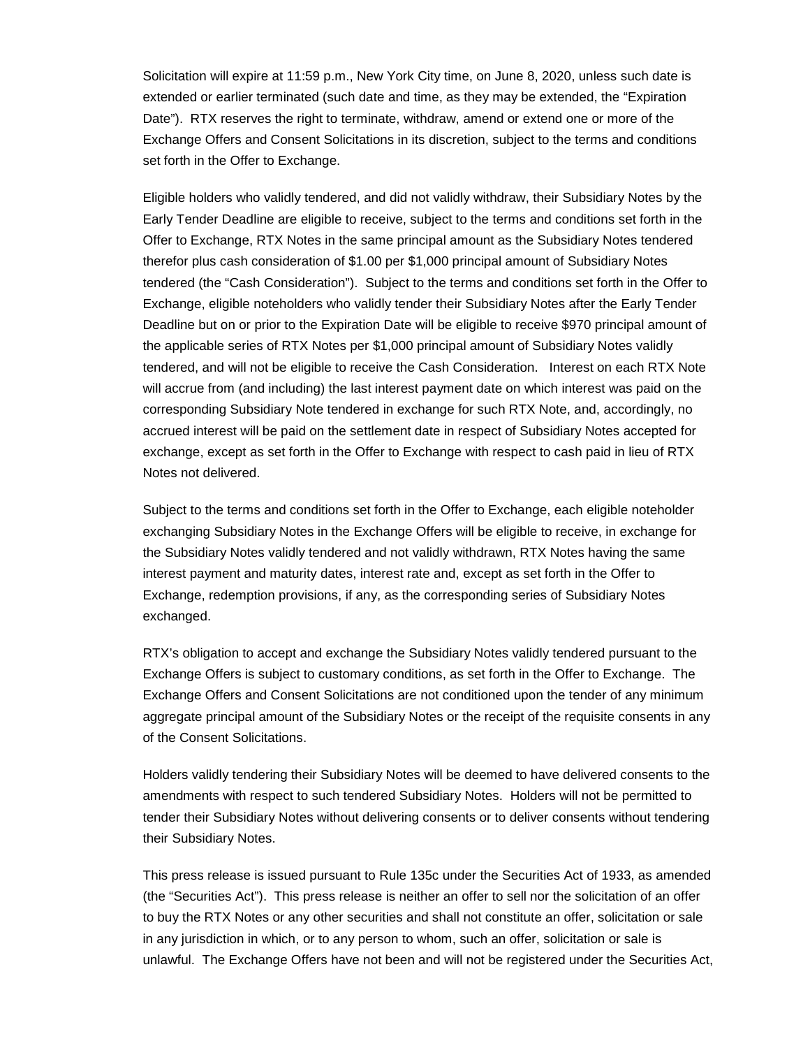Solicitation will expire at 11:59 p.m., New York City time, on June 8, 2020, unless such date is extended or earlier terminated (such date and time, as they may be extended, the "Expiration Date"). RTX reserves the right to terminate, withdraw, amend or extend one or more of the Exchange Offers and Consent Solicitations in its discretion, subject to the terms and conditions set forth in the Offer to Exchange.

Eligible holders who validly tendered, and did not validly withdraw, their Subsidiary Notes by the Early Tender Deadline are eligible to receive, subject to the terms and conditions set forth in the Offer to Exchange, RTX Notes in the same principal amount as the Subsidiary Notes tendered therefor plus cash consideration of $1.00 per $1,000 principal amount of Subsidiary Notes tendered (the "Cash Consideration"). Subject to the terms and conditions set forth in the Offer to Exchange, eligible noteholders who validly tender their Subsidiary Notes after the Early Tender Deadline but on or prior to the Expiration Date will be eligible to receive $970 principal amount of the applicable series of RTX Notes per $1,000 principal amount of Subsidiary Notes validly tendered, and will not be eligible to receive the Cash Consideration. Interest on each RTX Note will accrue from (and including) the last interest payment date on which interest was paid on the corresponding Subsidiary Note tendered in exchange for such RTX Note, and, accordingly, no accrued interest will be paid on the settlement date in respect of Subsidiary Notes accepted for exchange, except as set forth in the Offer to Exchange with respect to cash paid in lieu of RTX Notes not delivered.

Subject to the terms and conditions set forth in the Offer to Exchange, each eligible noteholder exchanging Subsidiary Notes in the Exchange Offers will be eligible to receive, in exchange for the Subsidiary Notes validly tendered and not validly withdrawn, RTX Notes having the same interest payment and maturity dates, interest rate and, except as set forth in the Offer to Exchange, redemption provisions, if any, as the corresponding series of Subsidiary Notes exchanged.

RTX's obligation to accept and exchange the Subsidiary Notes validly tendered pursuant to the Exchange Offers is subject to customary conditions, as set forth in the Offer to Exchange. The Exchange Offers and Consent Solicitations are not conditioned upon the tender of any minimum aggregate principal amount of the Subsidiary Notes or the receipt of the requisite consents in any of the Consent Solicitations.

Holders validly tendering their Subsidiary Notes will be deemed to have delivered consents to the amendments with respect to such tendered Subsidiary Notes. Holders will not be permitted to tender their Subsidiary Notes without delivering consents or to deliver consents without tendering their Subsidiary Notes.

This press release is issued pursuant to Rule 135c under the Securities Act of 1933, as amended (the "Securities Act"). This press release is neither an offer to sell nor the solicitation of an offer to buy the RTX Notes or any other securities and shall not constitute an offer, solicitation or sale in any jurisdiction in which, or to any person to whom, such an offer, solicitation or sale is unlawful. The Exchange Offers have not been and will not be registered under the Securities Act,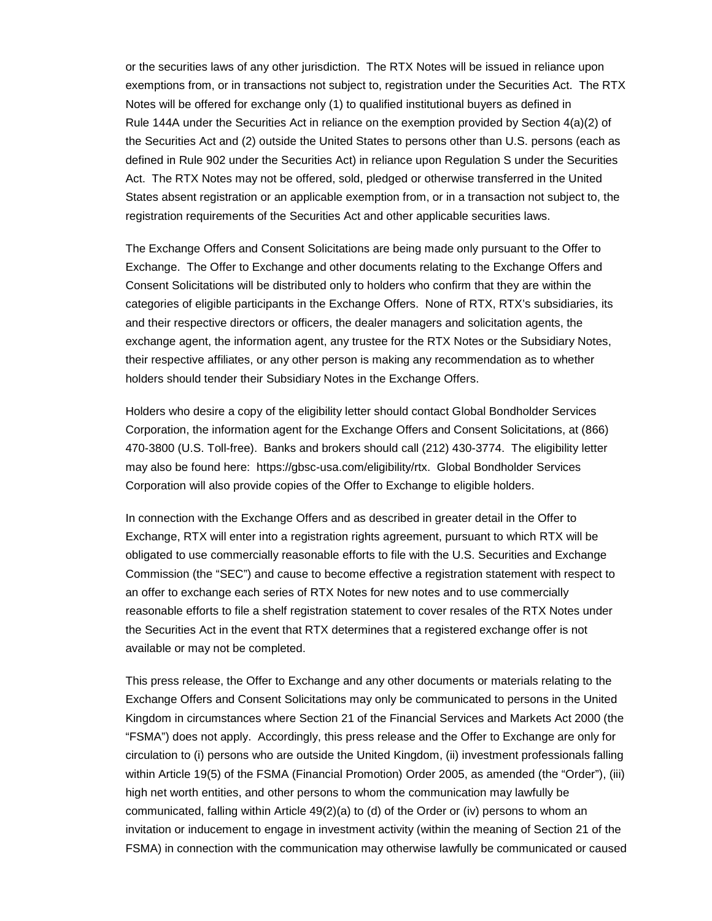or the securities laws of any other jurisdiction. The RTX Notes will be issued in reliance upon exemptions from, or in transactions not subject to, registration under the Securities Act. The RTX Notes will be offered for exchange only (1) to qualified institutional buyers as defined in Rule 144A under the Securities Act in reliance on the exemption provided by Section 4(a)(2) of the Securities Act and (2) outside the United States to persons other than U.S. persons (each as defined in Rule 902 under the Securities Act) in reliance upon Regulation S under the Securities Act. The RTX Notes may not be offered, sold, pledged or otherwise transferred in the United States absent registration or an applicable exemption from, or in a transaction not subject to, the registration requirements of the Securities Act and other applicable securities laws.

The Exchange Offers and Consent Solicitations are being made only pursuant to the Offer to Exchange. The Offer to Exchange and other documents relating to the Exchange Offers and Consent Solicitations will be distributed only to holders who confirm that they are within the categories of eligible participants in the Exchange Offers. None of RTX, RTX's subsidiaries, its and their respective directors or officers, the dealer managers and solicitation agents, the exchange agent, the information agent, any trustee for the RTX Notes or the Subsidiary Notes, their respective affiliates, or any other person is making any recommendation as to whether holders should tender their Subsidiary Notes in the Exchange Offers.

Holders who desire a copy of the eligibility letter should contact Global Bondholder Services Corporation, the information agent for the Exchange Offers and Consent Solicitations, at (866) 470-3800 (U.S. Toll-free). Banks and brokers should call (212) 430-3774. The eligibility letter may also be found here: https://gbsc-usa.com/eligibility/rtx. Global Bondholder Services Corporation will also provide copies of the Offer to Exchange to eligible holders.

In connection with the Exchange Offers and as described in greater detail in the Offer to Exchange, RTX will enter into a registration rights agreement, pursuant to which RTX will be obligated to use commercially reasonable efforts to file with the U.S. Securities and Exchange Commission (the "SEC") and cause to become effective a registration statement with respect to an offer to exchange each series of RTX Notes for new notes and to use commercially reasonable efforts to file a shelf registration statement to cover resales of the RTX Notes under the Securities Act in the event that RTX determines that a registered exchange offer is not available or may not be completed.

This press release, the Offer to Exchange and any other documents or materials relating to the Exchange Offers and Consent Solicitations may only be communicated to persons in the United Kingdom in circumstances where Section 21 of the Financial Services and Markets Act 2000 (the "FSMA") does not apply. Accordingly, this press release and the Offer to Exchange are only for circulation to (i) persons who are outside the United Kingdom, (ii) investment professionals falling within Article 19(5) of the FSMA (Financial Promotion) Order 2005, as amended (the "Order"), (iii) high net worth entities, and other persons to whom the communication may lawfully be communicated, falling within Article 49(2)(a) to (d) of the Order or (iv) persons to whom an invitation or inducement to engage in investment activity (within the meaning of Section 21 of the FSMA) in connection with the communication may otherwise lawfully be communicated or caused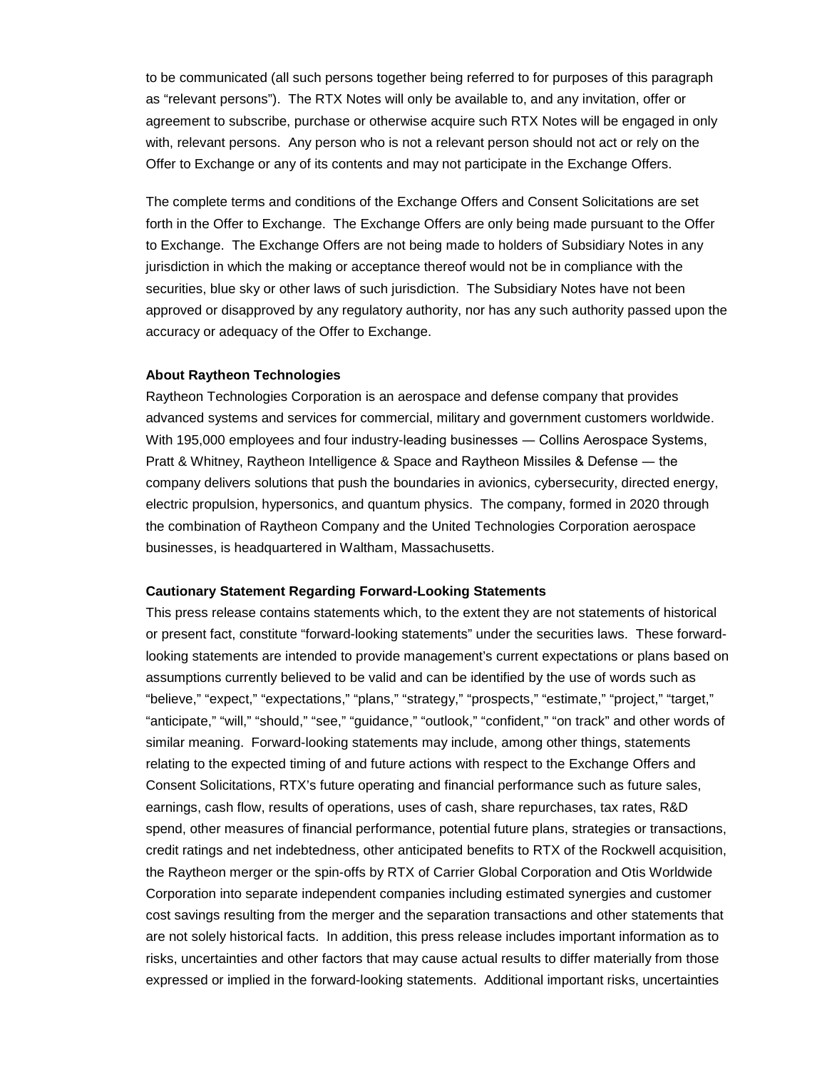to be communicated (all such persons together being referred to for purposes of this paragraph as "relevant persons"). The RTX Notes will only be available to, and any invitation, offer or agreement to subscribe, purchase or otherwise acquire such RTX Notes will be engaged in only with, relevant persons. Any person who is not a relevant person should not act or rely on the Offer to Exchange or any of its contents and may not participate in the Exchange Offers.

The complete terms and conditions of the Exchange Offers and Consent Solicitations are set forth in the Offer to Exchange. The Exchange Offers are only being made pursuant to the Offer to Exchange. The Exchange Offers are not being made to holders of Subsidiary Notes in any jurisdiction in which the making or acceptance thereof would not be in compliance with the securities, blue sky or other laws of such jurisdiction. The Subsidiary Notes have not been approved or disapproved by any regulatory authority, nor has any such authority passed upon the accuracy or adequacy of the Offer to Exchange.

**About Raytheon Technologies**

Raytheon Technologies Corporation is an aerospace and defense company that provides advanced systems and services for commercial, military and government customers worldwide. With 195,000 employees and four industry-leading businesses — Collins Aerospace Systems, Pratt & Whitney, Raytheon Intelligence & Space and Raytheon Missiles & Defense — the company delivers solutions that push the boundaries in avionics, cybersecurity, directed energy, electric propulsion, hypersonics, and quantum physics. The company, formed in 2020 through the combination of Raytheon Company and the United Technologies Corporation aerospace businesses, is headquartered in Waltham, Massachusetts.

**Cautionary Statement Regarding Forward-Looking Statements**

This press release contains statements which, to the extent they are not statements of historical or present fact, constitute "forward-looking statements" under the securities laws. These forward-looking statements are intended to provide management's current expectations or plans based on assumptions currently believed to be valid and can be identified by the use of words such as "believe," "expect," "expectations," "plans," "strategy," "prospects," "estimate," "project," "target," "anticipate," "will," "should," "see," "guidance," "outlook," "confident," "on track" and other words of similar meaning. Forward-looking statements may include, among other things, statements relating to the expected timing of and future actions with respect to the Exchange Offers and Consent Solicitations, RTX's future operating and financial performance such as future sales, earnings, cash flow, results of operations, uses of cash, share repurchases, tax rates, R&D spend, other measures of financial performance, potential future plans, strategies or transactions, credit ratings and net indebtedness, other anticipated benefits to RTX of the Rockwell acquisition, the Raytheon merger or the spin-offs by RTX of Carrier Global Corporation and Otis Worldwide Corporation into separate independent companies including estimated synergies and customer cost savings resulting from the merger and the separation transactions and other statements that are not solely historical facts. In addition, this press release includes important information as to risks, uncertainties and other factors that may cause actual results to differ materially from those expressed or implied in the forward-looking statements. Additional important risks, uncertainties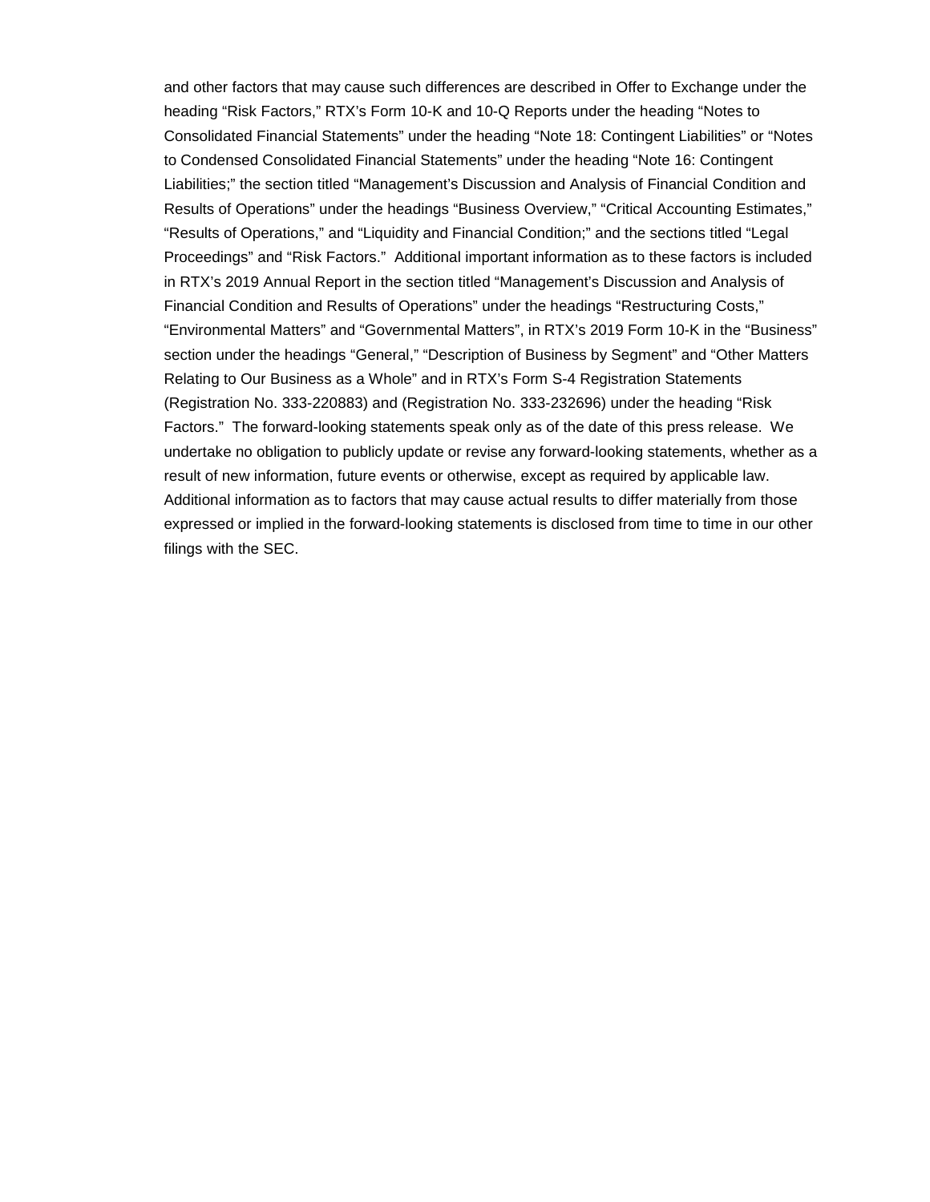and other factors that may cause such differences are described in Offer to Exchange under the heading "Risk Factors," RTX's Form 10-K and 10-Q Reports under the heading "Notes to Consolidated Financial Statements" under the heading "Note 18: Contingent Liabilities" or "Notes to Condensed Consolidated Financial Statements" under the heading "Note 16: Contingent Liabilities;" the section titled "Management's Discussion and Analysis of Financial Condition and Results of Operations" under the headings "Business Overview," "Critical Accounting Estimates," "Results of Operations," and "Liquidity and Financial Condition;" and the sections titled "Legal Proceedings" and "Risk Factors." Additional important information as to these factors is included in RTX's 2019 Annual Report in the section titled "Management's Discussion and Analysis of Financial Condition and Results of Operations" under the headings "Restructuring Costs," "Environmental Matters" and "Governmental Matters", in RTX's 2019 Form 10-K in the "Business" section under the headings "General," "Description of Business by Segment" and "Other Matters Relating to Our Business as a Whole" and in RTX's Form S-4 Registration Statements (Registration No. 333-220883) and (Registration No. 333-232696) under the heading "Risk Factors." The forward-looking statements speak only as of the date of this press release. We undertake no obligation to publicly update or revise any forward-looking statements, whether as a result of new information, future events or otherwise, except as required by applicable law. Additional information as to factors that may cause actual results to differ materially from those expressed or implied in the forward-looking statements is disclosed from time to time in our other filings with the SEC.